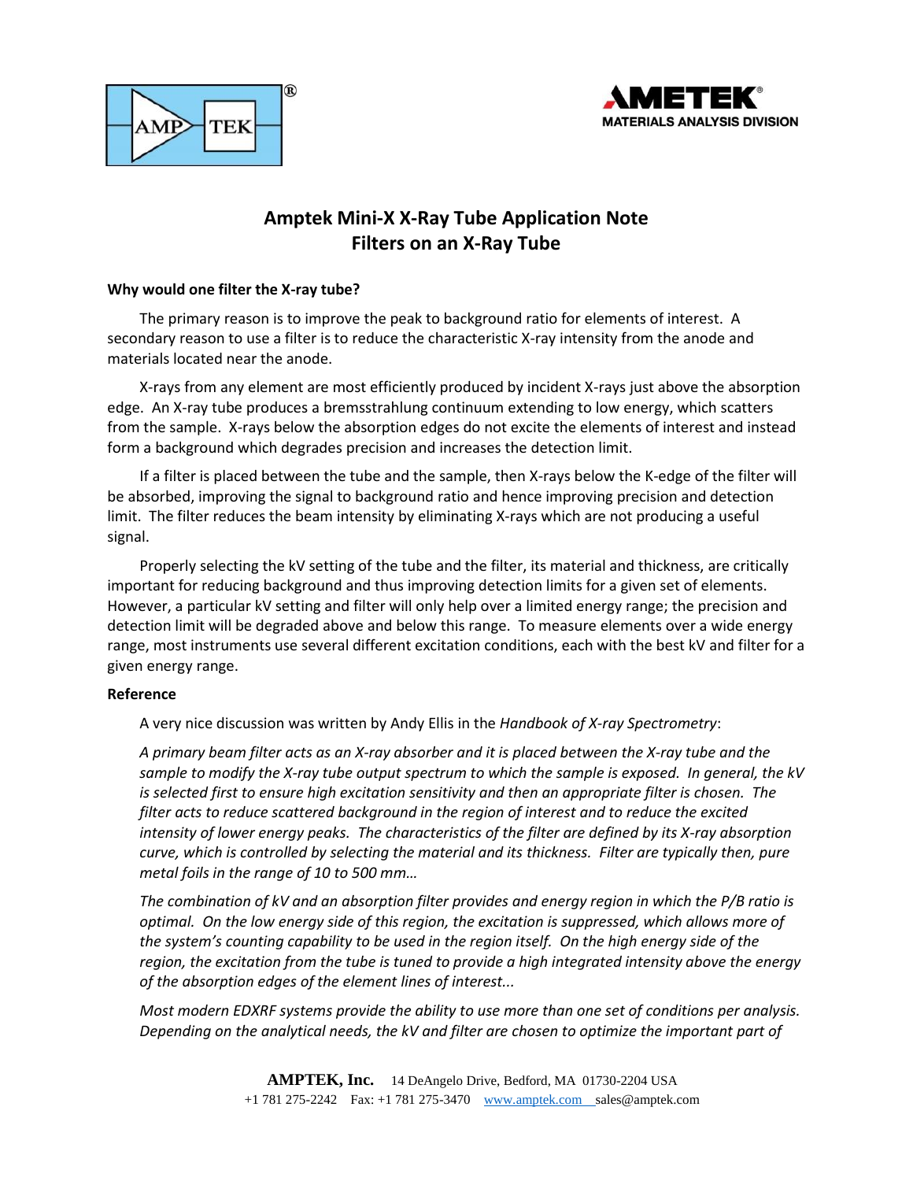# Amptek Mini-X X-Ray Tube Application Note
# Filters on an X-Ray Tube

## Why would one filter the X-ray tube?

The primary reason is to improve the peak to background ratio for elements of interest. A secondary reason to use a filter is to reduce the characteristic X-ray intensity from the anode and materials located near the anode.

X-rays from any element are most efficiently produced by incident X-rays just above the absorption edge. An X-ray tube produces a bremsstrahlung continuum extending to low energy, which scatters from the sample. X-rays below the absorption edges do not excite the elements of interest and instead form a background which degrades precision and increases the detection limit.

If a filter is placed between the tube and the sample, then X-rays below the K-edge of the filter will be absorbed, improving the signal to background ratio and hence improving precision and detection limit. The filter reduces the beam intensity by eliminating X-rays which are not producing a useful signal.

Properly selecting the kV setting of the tube and the filter, its material and thickness, are critically important for reducing background and thus improving detection limits for a given set of elements. However, a particular kV setting and filter will only help over a limited energy range; the precision and detection limit will be degraded above and below this range. To measure elements over a wide energy range, most instruments use several different excitation conditions, each with the best kV and filter for a given energy range.

## Reference

A very nice discussion was written by Andy Ellis in the *Handbook of X-ray Spectrometry*:

*A primary beam filter acts as an X-ray absorber and it is placed between the X-ray tube and the sample to modify the X-ray tube output spectrum to which the sample is exposed. In general, the kV is selected first to ensure high excitation sensitivity and then an appropriate filter is chosen. The filter acts to reduce scattered background in the region of interest and to reduce the excited intensity of lower energy peaks. The characteristics of the filter are defined by its X-ray absorption curve, which is controlled by selecting the material and its thickness. Filter are typically then, pure metal foils in the range of 10 to 500 mm…*

*The combination of kV and an absorption filter provides and energy region in which the P/B ratio is optimal. On the low energy side of this region, the excitation is suppressed, which allows more of the system's counting capability to be used in the region itself. On the high energy side of the region, the excitation from the tube is tuned to provide a high integrated intensity above the energy of the absorption edges of the element lines of interest...*

*Most modern EDXRF systems provide the ability to use more than one set of conditions per analysis. Depending on the analytical needs, the kV and filter are chosen to optimize the important part of*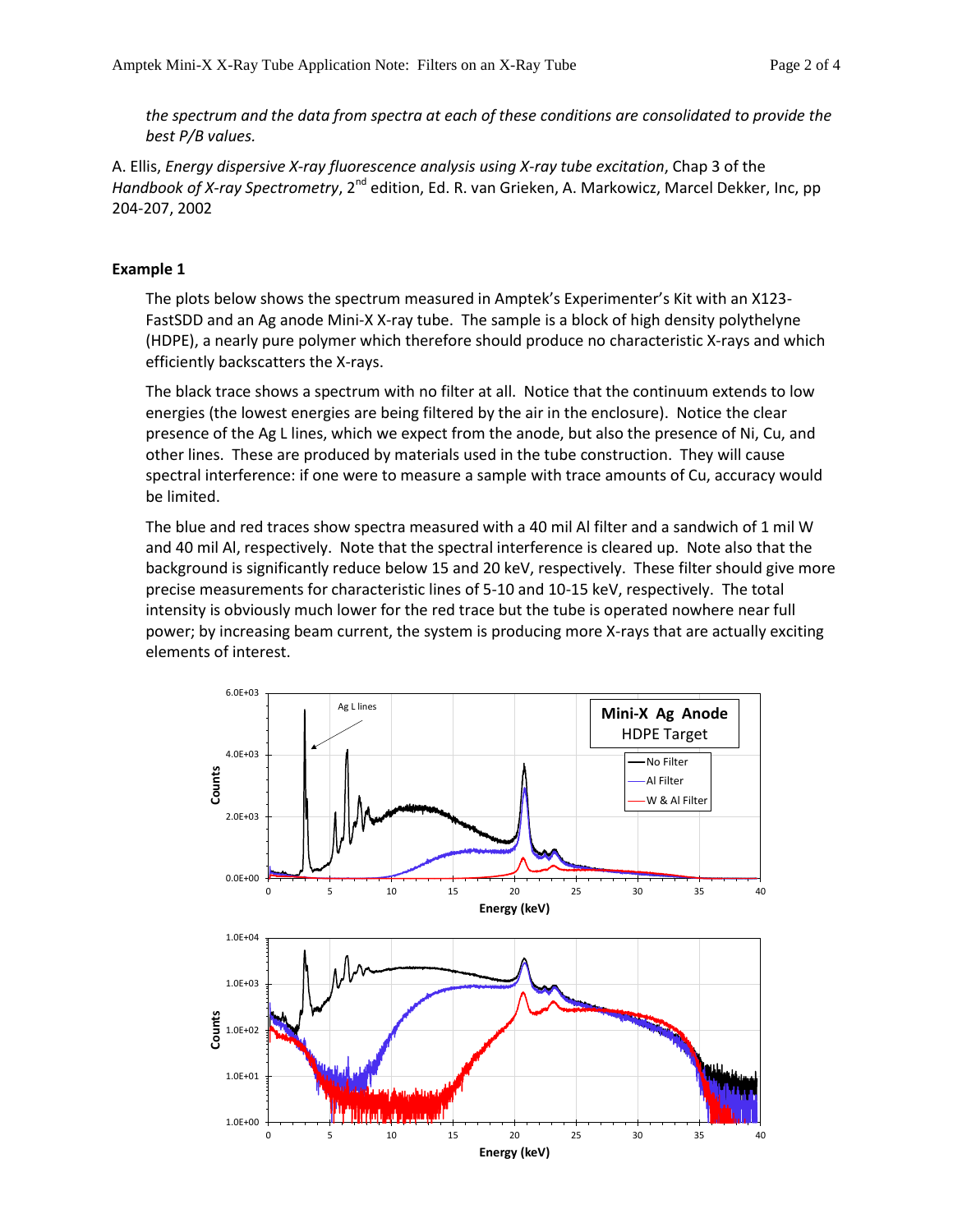*the spectrum and the data from spectra at each of these conditions are consolidated to provide the best P/B values.*

A. Ellis, *Energy dispersive X-ray fluorescence analysis using X-ray tube excitation*, Chap 3 of the *Handbook of X-ray Spectrometry*, 2nd edition, Ed. R. van Grieken, A. Markowicz, Marcel Dekker, Inc, pp 204-207, 2002

**Example 1**

The plots below shows the spectrum measured in Amptek's Experimenter's Kit with an X123-FastSDD and an Ag anode Mini-X X-ray tube. The sample is a block of high density polythelyne (HDPE), a nearly pure polymer which therefore should produce no characteristic X-rays and which efficiently backscatters the X-rays.

The black trace shows a spectrum with no filter at all. Notice that the continuum extends to low energies (the lowest energies are being filtered by the air in the enclosure). Notice the clear presence of the Ag L lines, which we expect from the anode, but also the presence of Ni, Cu, and other lines. These are produced by materials used in the tube construction. They will cause spectral interference: if one were to measure a sample with trace amounts of Cu, accuracy would be limited.

The blue and red traces show spectra measured with a 40 mil Al filter and a sandwich of 1 mil W and 40 mil Al, respectively. Note that the spectral interference is cleared up. Note also that the background is significantly reduce below 15 and 20 keV, respectively. These filter should give more precise measurements for characteristic lines of 5-10 and 10-15 keV, respectively. The total intensity is obviously much lower for the red trace but the tube is operated nowhere near full power; by increasing beam current, the system is producing more X-rays that are actually exciting elements of interest.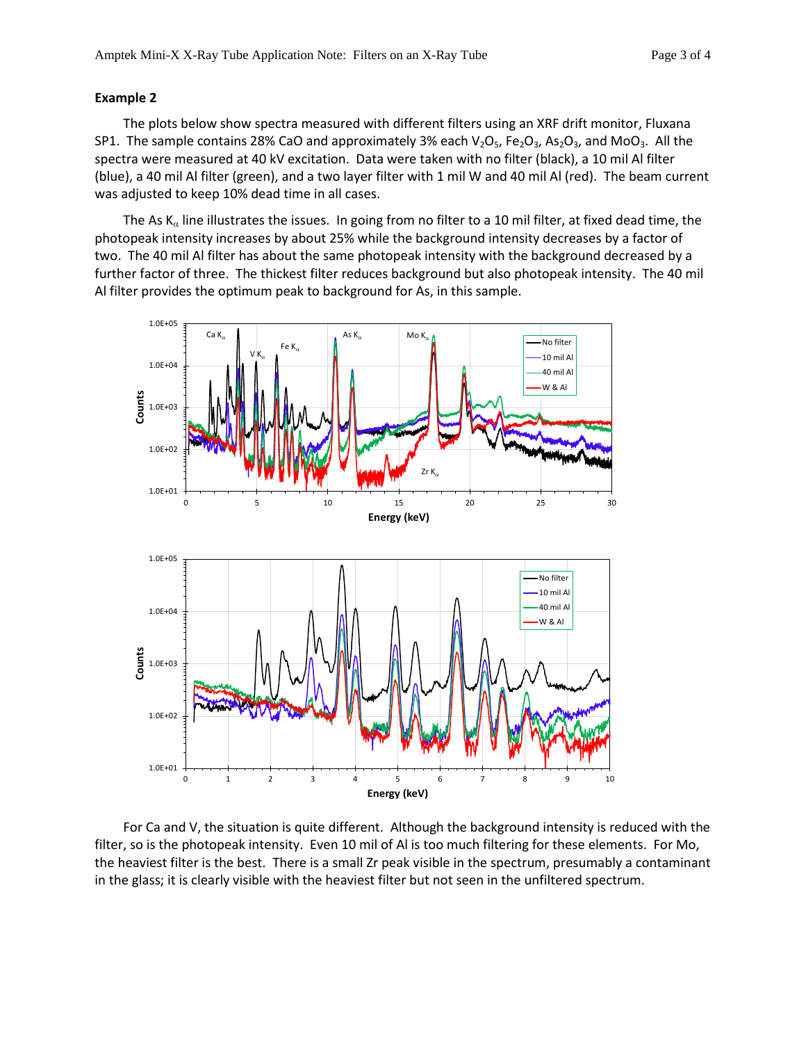**Example 2**

The plots below show spectra measured with different filters using an XRF drift monitor, Fluxana SP1. The sample contains 28% CaO and approximately 3% each $V_2O_5$, $Fe_2O_3$, $As_2O_3$, and $MoO_3$. All the spectra were measured at 40 kV excitation. Data were taken with no filter (black), a 10 mil Al filter (blue), a 40 mil Al filter (green), and a two layer filter with 1 mil W and 40 mil Al (red). The beam current was adjusted to keep 10% dead time in all cases.

The As $K_\alpha$ line illustrates the issues. In going from no filter to a 10 mil filter, at fixed dead time, the photopeak intensity increases by about 25% while the background intensity decreases by a factor of two. The 40 mil Al filter has about the same photopeak intensity with the background decreased by a further factor of three. The thickest filter reduces background but also photopeak intensity. The 40 mil Al filter provides the optimum peak to background for As, in this sample.

For Ca and V, the situation is quite different. Although the background intensity is reduced with the filter, so is the photopeak intensity. Even 10 mil of Al is too much filtering for these elements. For Mo, the heaviest filter is the best. There is a small Zr peak visible in the spectrum, presumably a contaminant in the glass; it is clearly visible with the heaviest filter but not seen in the unfiltered spectrum.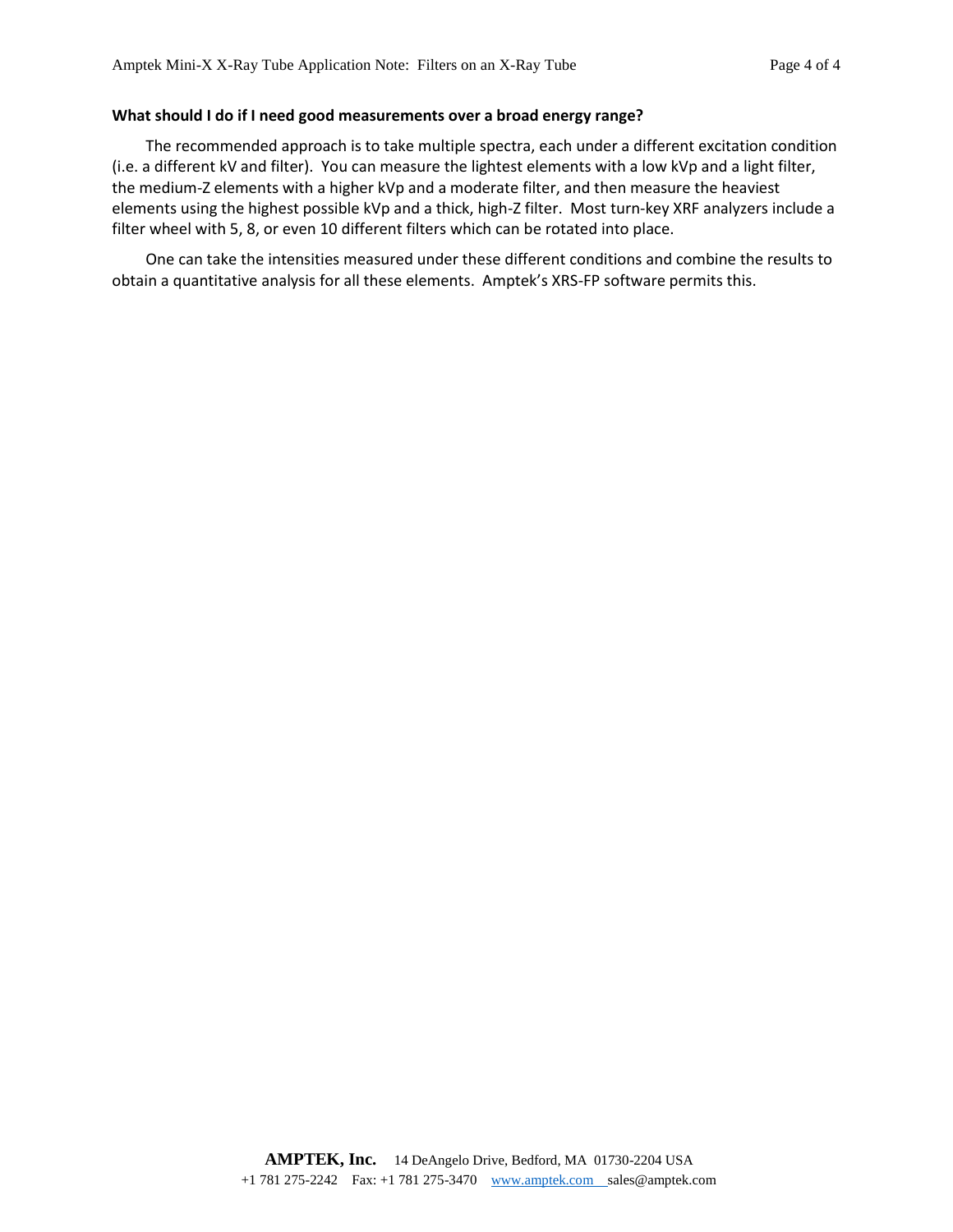**What should I do if I need good measurements over a broad energy range?**

The recommended approach is to take multiple spectra, each under a different excitation condition (i.e. a different kV and filter). You can measure the lightest elements with a low kVp and a light filter, the medium-Z elements with a higher kVp and a moderate filter, and then measure the heaviest elements using the highest possible kVp and a thick, high-Z filter. Most turn-key XRF analyzers include a filter wheel with 5, 8, or even 10 different filters which can be rotated into place.

One can take the intensities measured under these different conditions and combine the results to obtain a quantitative analysis for all these elements. Amptek's XRS-FP software permits this.

**AMPTEK, Inc.** 14 DeAngelo Drive, Bedford, MA 01730-2204 USA
+1 781 275-2242 Fax: +1 781 275-3470 www.amptek.com sales@amptek.com